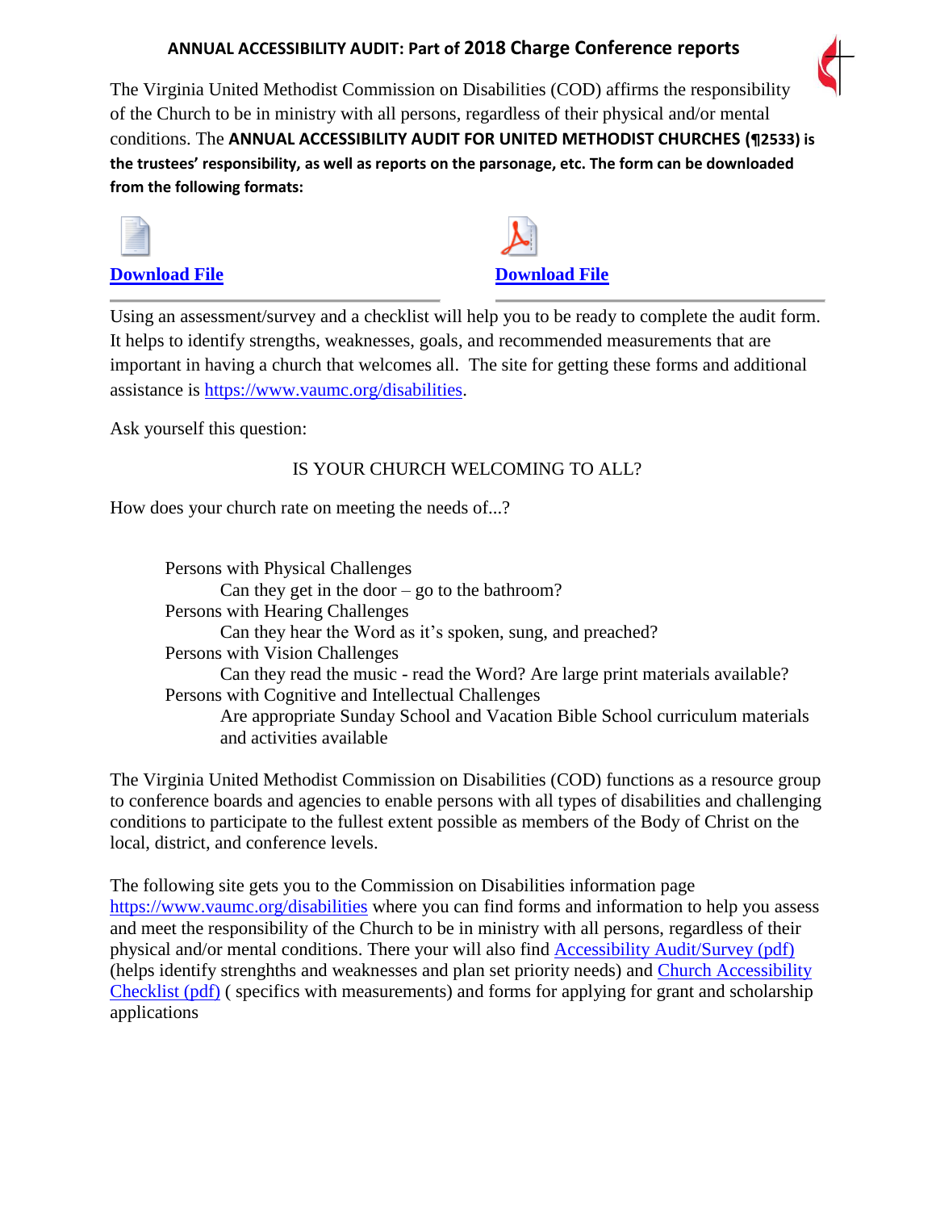## ANNUAL ACCESSIBILITY AUDIT: Part of 2018 Charge Conference reports

The Virginia United Methodist Commission on Disabilities (COD) affirms the responsibility of the Church to be in ministry with all persons, regardless of their physical and/or mental conditions. The **ANNUAL ACCESSIBILITY AUDIT FOR UNITED METHODIST CHURCHES (¶2533) is the trustees' responsibility, as well as reports on the parsonage, etc. The form can be downloaded from the following formats:**

**Download File**

**Download File**

Using an assessment/survey and a checklist will help you to be ready to complete the audit form. It helps to identify strengths, weaknesses, goals, and recommended measurements that are important in having a church that welcomes all. The site for getting these forms and additional assistance is https://www.vaumc.org/disabilities.

Ask yourself this question:

IS YOUR CHURCH WELCOMING TO ALL?

How does your church rate on meeting the needs of...?

- Persons with Physical Challenges
  - Can they get in the door – go to the bathroom?
- Persons with Hearing Challenges
  - Can they hear the Word as it's spoken, sung, and preached?
- Persons with Vision Challenges
  - Can they read the music - read the Word? Are large print materials available?
- Persons with Cognitive and Intellectual Challenges
  - Are appropriate Sunday School and Vacation Bible School curriculum materials and activities available

The Virginia United Methodist Commission on Disabilities (COD) functions as a resource group to conference boards and agencies to enable persons with all types of disabilities and challenging conditions to participate to the fullest extent possible as members of the Body of Christ on the local, district, and conference levels.

The following site gets you to the Commission on Disabilities information page https://www.vaumc.org/disabilities where you can find forms and information to help you assess and meet the responsibility of the Church to be in ministry with all persons, regardless of their physical and/or mental conditions. There your will also find Accessibility Audit/Survey (pdf) (helps identify strenghths and weaknesses and plan set priority needs) and Church Accessibility Checklist (pdf) ( specifics with measurements) and forms for applying for grant and scholarship applications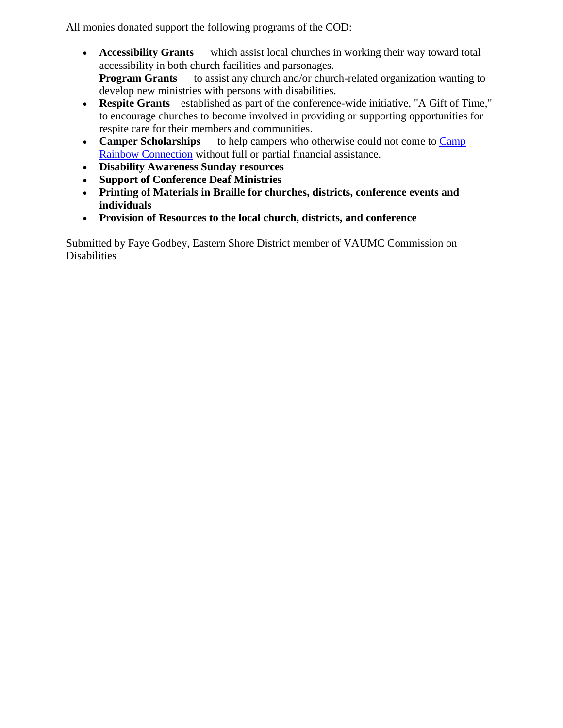All monies donated support the following programs of the COD:

- **Accessibility Grants** — which assist local churches in working their way toward total accessibility in both church facilities and parsonages.
  **Program Grants** — to assist any church and/or church-related organization wanting to develop new ministries with persons with disabilities.
- **Respite Grants** – established as part of the conference-wide initiative, "A Gift of Time," to encourage churches to become involved in providing or supporting opportunities for respite care for their members and communities.
- **Camper Scholarships** — to help campers who otherwise could not come to Camp Rainbow Connection without full or partial financial assistance.
- **Disability Awareness Sunday resources**
- **Support of Conference Deaf Ministries**
- **Printing of Materials in Braille for churches, districts, conference events and individuals**
- **Provision of Resources to the local church, districts, and conference**

Submitted by Faye Godbey, Eastern Shore District member of VAUMC Commission on Disabilities